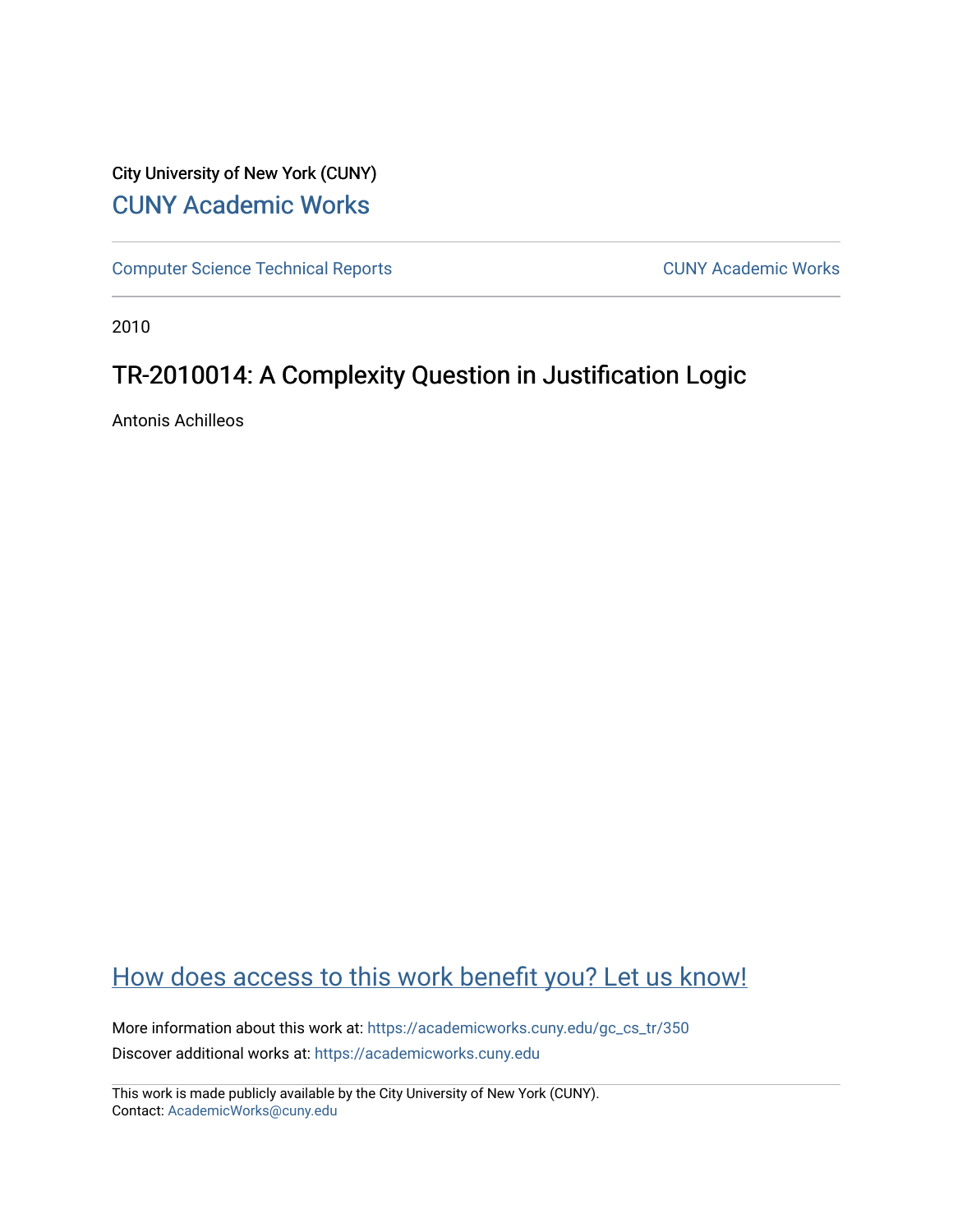City University of New York (CUNY)

## CUNY Academic Works

Computer Science Technical Reports | CUNY Academic Works

2010

# TR-2010014: A Complexity Question in Justification Logic

Antonis Achilleos

How does access to this work benefit you? Let us know!

More information about this work at: https://academicworks.cuny.edu/gc_cs_tr/350
Discover additional works at: https://academicworks.cuny.edu

This work is made publicly available by the City University of New York (CUNY).
Contact: AcademicWorks@cuny.edu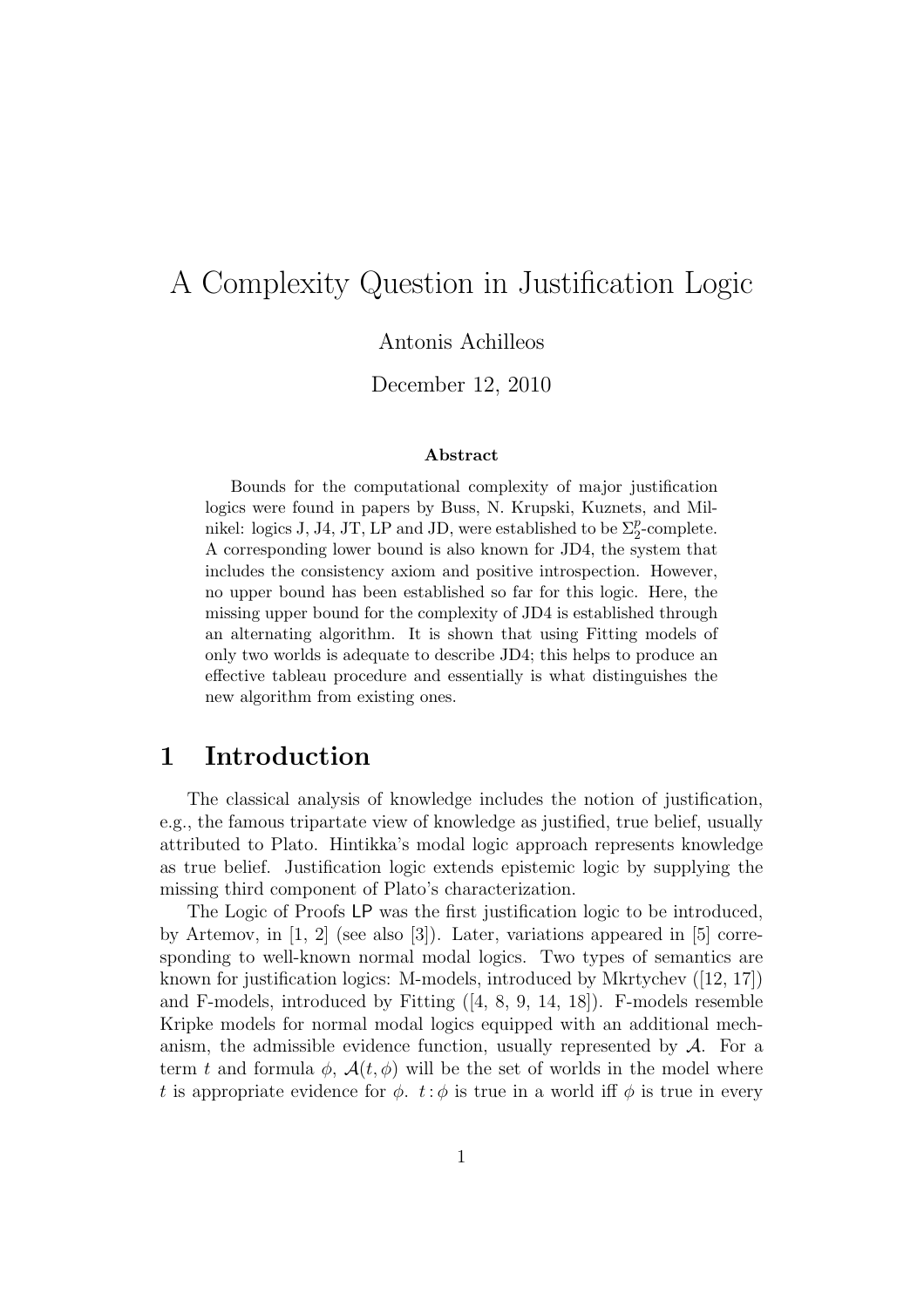# A Complexity Question in Justification Logic

Antonis Achilleos

December 12, 2010

#### Abstract

Bounds for the computational complexity of major justification logics were found in papers by Buss, N. Krupski, Kuznets, and Milnikel: logics J, J4, JT, LP and JD, were established to be $\Sigma_2^p$-complete. A corresponding lower bound is also known for JD4, the system that includes the consistency axiom and positive introspection. However, no upper bound has been established so far for this logic. Here, the missing upper bound for the complexity of JD4 is established through an alternating algorithm. It is shown that using Fitting models of only two worlds is adequate to describe JD4; this helps to produce an effective tableau procedure and essentially is what distinguishes the new algorithm from existing ones.

## 1 Introduction

The classical analysis of knowledge includes the notion of justification, e.g., the famous tripartate view of knowledge as justified, true belief, usually attributed to Plato. Hintikka's modal logic approach represents knowledge as true belief. Justification logic extends epistemic logic by supplying the missing third component of Plato's characterization.

The Logic of Proofs LP was the first justification logic to be introduced, by Artemov, in [1, 2] (see also [3]). Later, variations appeared in [5] corresponding to well-known normal modal logics. Two types of semantics are known for justification logics: M-models, introduced by Mkrtychev ([12, 17]) and F-models, introduced by Fitting ([4, 8, 9, 14, 18]). F-models resemble Kripke models for normal modal logics equipped with an additional mechanism, the admissible evidence function, usually represented by $\mathcal{A}$. For a term $t$ and formula $\phi$, $\mathcal{A}(t, \phi)$ will be the set of worlds in the model where $t$ is appropriate evidence for $\phi$. $t : \phi$ is true in a world iff $\phi$ is true in every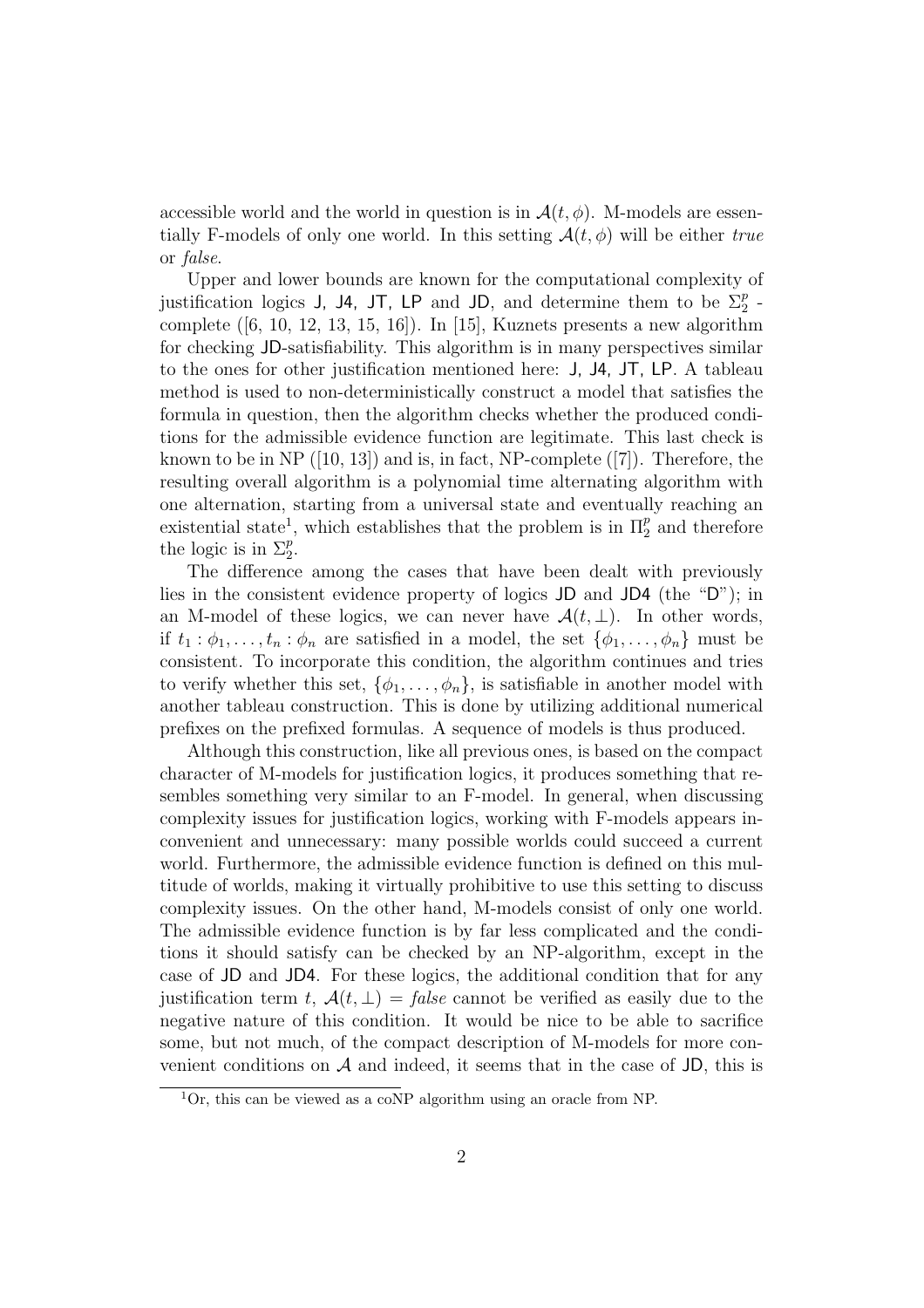accessible world and the world in question is in $\mathcal{A}(t, \phi)$. M-models are essentially F-models of only one world. In this setting $\mathcal{A}(t, \phi)$ will be either *true* or *false*.

Upper and lower bounds are known for the computational complexity of justification logics J, J4, JT, LP and JD, and determine them to be $\Sigma_2^p$ -complete ([6, 10, 12, 13, 15, 16]). In [15], Kuznets presents a new algorithm for checking JD-satisfiability. This algorithm is in many perspectives similar to the ones for other justification mentioned here: J, J4, JT, LP. A tableau method is used to non-deterministically construct a model that satisfies the formula in question, then the algorithm checks whether the produced conditions for the admissible evidence function are legitimate. This last check is known to be in NP ([10, 13]) and is, in fact, NP-complete ([7]). Therefore, the resulting overall algorithm is a polynomial time alternating algorithm with one alternation, starting from a universal state and eventually reaching an existential state[1], which establishes that the problem is in $\Pi_2^p$ and therefore the logic is in $\Sigma_2^p$.

The difference among the cases that have been dealt with previously lies in the consistent evidence property of logics JD and JD4 (the "D"); in an M-model of these logics, we can never have $\mathcal{A}(t, \bot)$. In other words, if $t_1 : \phi_1, \ldots, t_n : \phi_n$ are satisfied in a model, the set $\{\phi_1, \ldots, \phi_n\}$ must be consistent. To incorporate this condition, the algorithm continues and tries to verify whether this set, $\{\phi_1, \ldots, \phi_n\}$, is satisfiable in another model with another tableau construction. This is done by utilizing additional numerical prefixes on the prefixed formulas. A sequence of models is thus produced.

Although this construction, like all previous ones, is based on the compact character of M-models for justification logics, it produces something that resembles something very similar to an F-model. In general, when discussing complexity issues for justification logics, working with F-models appears inconvenient and unnecessary: many possible worlds could succeed a current world. Furthermore, the admissible evidence function is defined on this multitude of worlds, making it virtually prohibitive to use this setting to discuss complexity issues. On the other hand, M-models consist of only one world. The admissible evidence function is by far less complicated and the conditions it should satisfy can be checked by an NP-algorithm, except in the case of JD and JD4. For these logics, the additional condition that for any justification term $t$, $\mathcal{A}(t, \bot) = \mathit{false}$ cannot be verified as easily due to the negative nature of this condition. It would be nice to be able to sacrifice some, but not much, of the compact description of M-models for more convenient conditions on $\mathcal{A}$ and indeed, it seems that in the case of JD, this is

[1] Or, this can be viewed as a coNP algorithm using an oracle from NP.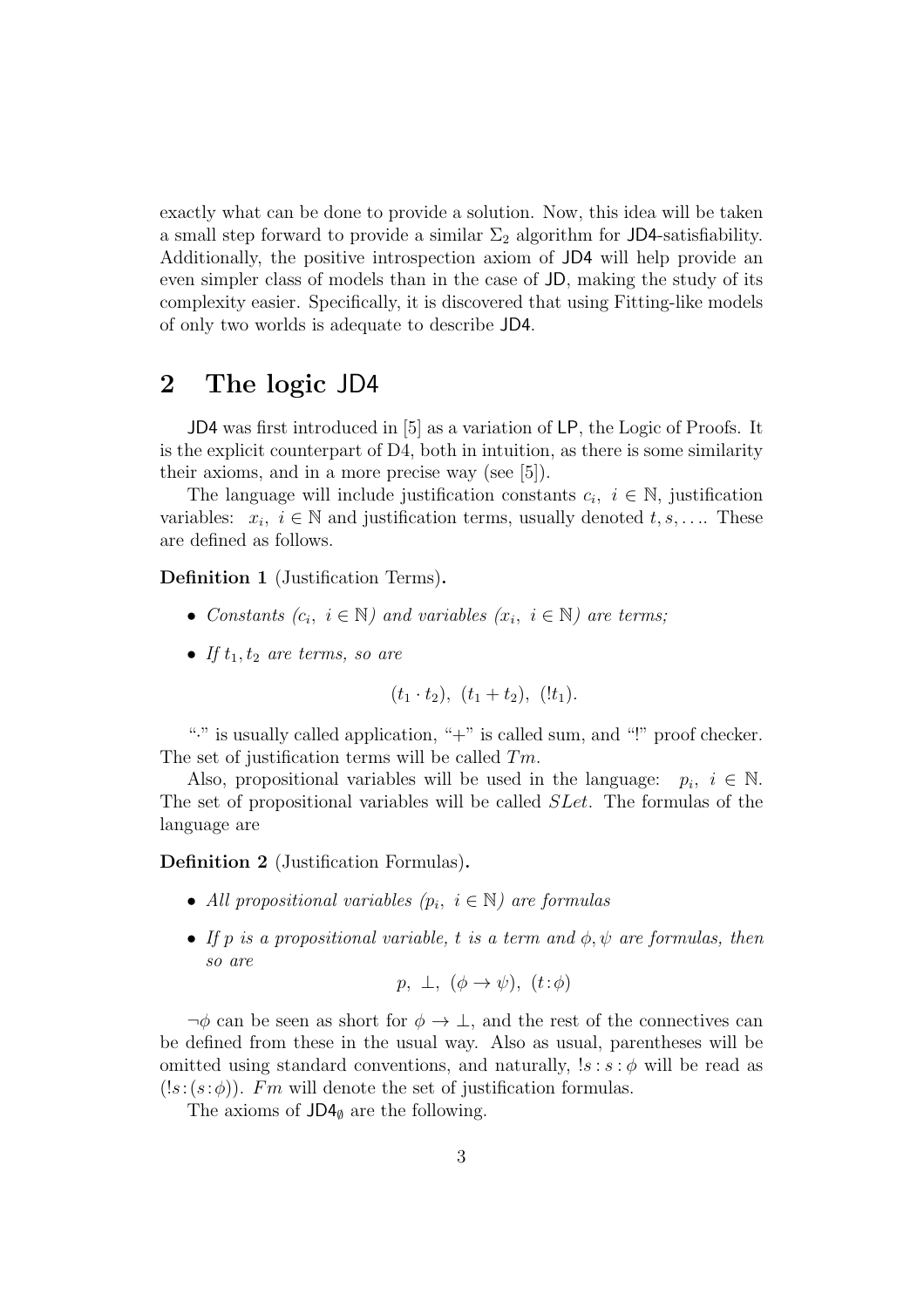exactly what can be done to provide a solution. Now, this idea will be taken a small step forward to provide a similar $\Sigma_2$ algorithm for JD4-satisfiability. Additionally, the positive introspection axiom of JD4 will help provide an even simpler class of models than in the case of JD, making the study of its complexity easier. Specifically, it is discovered that using Fitting-like models of only two worlds is adequate to describe JD4.

## 2 The logic JD4

JD4 was first introduced in [5] as a variation of LP, the Logic of Proofs. It is the explicit counterpart of D4, both in intuition, as there is some similarity their axioms, and in a more precise way (see [5]).

The language will include justification constants $c_i,\ i \in \mathbb{N}$, justification variables: $x_i,\ i \in \mathbb{N}$ and justification terms, usually denoted $t, s, \ldots$. These are defined as follows.

**Definition 1** (Justification Terms)**.**

- *Constants* ($c_i,\ i \in \mathbb{N}$) *and variables* ($x_i,\ i \in \mathbb{N}$) *are terms;*
- *If* $t_1, t_2$ *are terms, so are*

$$(t_1 \cdot t_2),\ (t_1 + t_2),\ (!t_1).$$

"$\cdot$" is usually called application, "+" is called sum, and "!" proof checker. The set of justification terms will be called $Tm$.

Also, propositional variables will be used in the language: $p_i,\ i \in \mathbb{N}$. The set of propositional variables will be called $SLet$. The formulas of the language are

**Definition 2** (Justification Formulas)**.**

- *All propositional variables* ($p_i,\ i \in \mathbb{N}$) *are formulas*
- *If* $p$ *is a propositional variable,* $t$ *is a term and* $\phi, \psi$ *are formulas, then so are*

$$p,\ \perp,\ (\phi \rightarrow \psi),\ (t\!:\!\phi)$$

$\neg\phi$ can be seen as short for $\phi \rightarrow \perp$, and the rest of the connectives can be defined from these in the usual way. Also as usual, parentheses will be omitted using standard conventions, and naturally, $!s : s : \phi$ will be read as $(!s\!:\!(s\!:\!\phi))$. $Fm$ will denote the set of justification formulas.

The axioms of $\mathsf{JD4}_\emptyset$ are the following.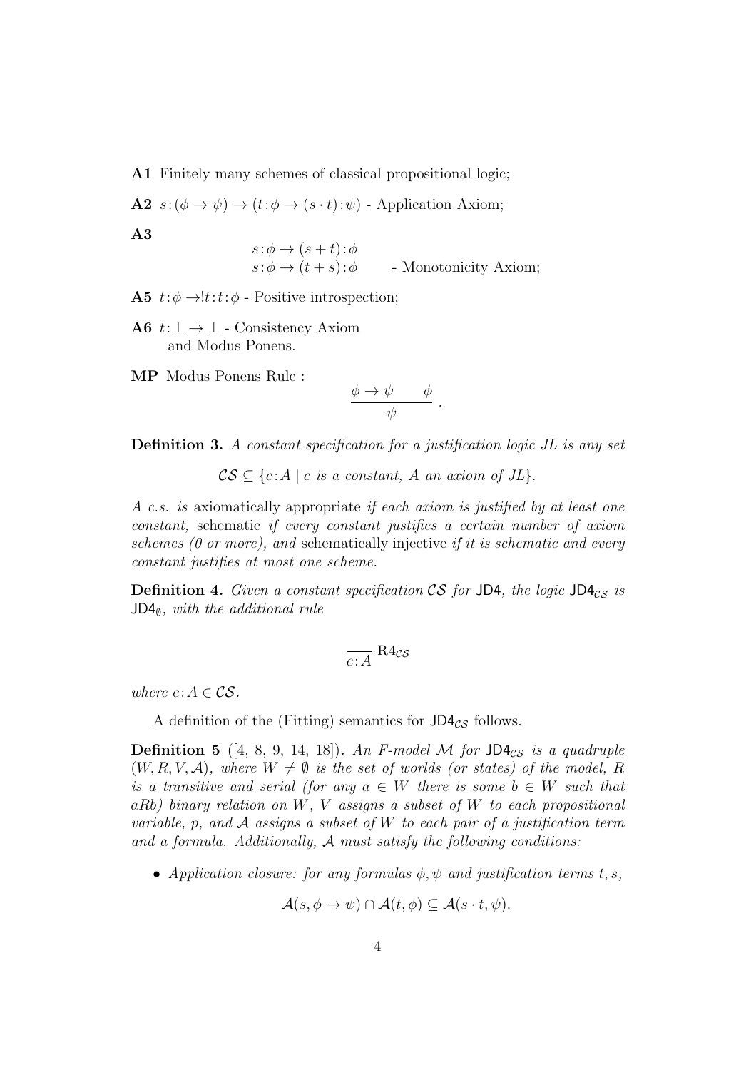**A1** Finitely many schemes of classical propositional logic;

**A2** $s{:}(\phi \to \psi) \to (t{:}\phi \to (s \cdot t){:}\psi)$ - Application Axiom;

**A3**

$$s{:}\phi \to (s+t){:}\phi$$
$$s{:}\phi \to (t+s){:}\phi \qquad \text{- Monotonicity Axiom;}$$

**A5** $t{:}\phi \to !t{:}t{:}\phi$ - Positive introspection;

**A6** $t{:}\bot \to \bot$ - Consistency Axiom and Modus Ponens.

**MP** Modus Ponens Rule :

$$\frac{\phi \to \psi \qquad \phi}{\psi}.$$

**Definition 3.** *A constant specification for a justification logic JL is any set*

$$\mathcal{CS} \subseteq \{c{:}A \mid c \text{ is a constant, } A \text{ an axiom of } JL\}.$$

*A c.s. is* axiomatically appropriate *if each axiom is justified by at least one constant,* schematic *if every constant justifies a certain number of axiom schemes (0 or more), and* schematically injective *if it is schematic and every constant justifies at most one scheme.*

**Definition 4.** *Given a constant specification $\mathcal{CS}$ for $\mathsf{JD4}$, the logic $\mathsf{JD4}_{\mathcal{CS}}$ is $\mathsf{JD4}_{\emptyset}$, with the additional rule*

$$\frac{}{c{:}A}\ \mathrm{R4}_{\mathcal{CS}}$$

*where $c{:}A \in \mathcal{CS}$.*

A definition of the (Fitting) semantics for $\mathsf{JD4}_{\mathcal{CS}}$ follows.

**Definition 5** ([4, 8, 9, 14, 18])**.** *An F-model $\mathcal{M}$ for $\mathsf{JD4}_{\mathcal{CS}}$ is a quadruple $(W, R, V, \mathcal{A})$, where $W \neq \emptyset$ is the set of worlds (or states) of the model, $R$ is a transitive and serial (for any $a \in W$ there is some $b \in W$ such that $aRb$) binary relation on $W$, $V$ assigns a subset of $W$ to each propositional variable, $p$, and $\mathcal{A}$ assigns a subset of $W$ to each pair of a justification term and a formula. Additionally, $\mathcal{A}$ must satisfy the following conditions:*

- *Application closure: for any formulas $\phi, \psi$ and justification terms $t, s$,*

$$\mathcal{A}(s, \phi \to \psi) \cap \mathcal{A}(t, \phi) \subseteq \mathcal{A}(s \cdot t, \psi).$$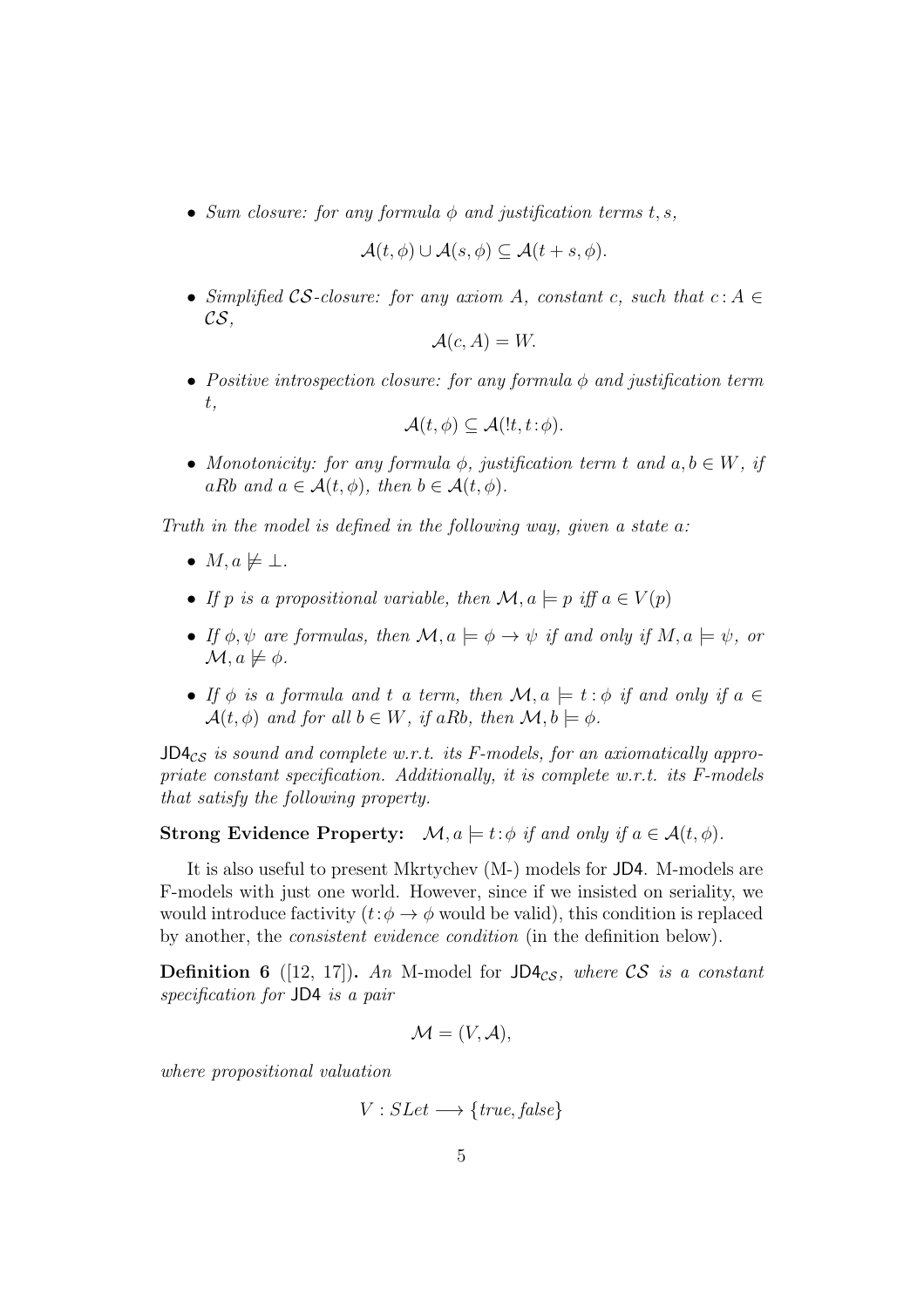- *Sum closure: for any formula $\phi$ and justification terms $t, s$,*

$$\mathcal{A}(t, \phi) \cup \mathcal{A}(s, \phi) \subseteq \mathcal{A}(t + s, \phi).$$

- *Simplified $\mathcal{CS}$-closure: for any axiom $A$, constant $c$, such that $c : A \in \mathcal{CS}$,*

$$\mathcal{A}(c, A) = W.$$

- *Positive introspection closure: for any formula $\phi$ and justification term $t$,*

$$\mathcal{A}(t, \phi) \subseteq \mathcal{A}(!t, t : \phi).$$

- *Monotonicity: for any formula $\phi$, justification term $t$ and $a, b \in W$, if $aRb$ and $a \in \mathcal{A}(t, \phi)$, then $b \in \mathcal{A}(t, \phi)$.*

*Truth in the model is defined in the following way, given a state $a$:*

- $M, a \not\models \bot$.
- *If $p$ is a propositional variable, then $\mathcal{M}, a \models p$ iff $a \in V(p)$*
- *If $\phi, \psi$ are formulas, then $\mathcal{M}, a \models \phi \to \psi$ if and only if $M, a \models \psi$, or $\mathcal{M}, a \not\models \phi$.*
- *If $\phi$ is a formula and $t$ a term, then $\mathcal{M}, a \models t : \phi$ if and only if $a \in \mathcal{A}(t, \phi)$ and for all $b \in W$, if $aRb$, then $\mathcal{M}, b \models \phi$.*

*$\mathsf{JD4}_{\mathcal{CS}}$ is sound and complete w.r.t. its F-models, for an axiomatically appropriate constant specification. Additionally, it is complete w.r.t. its F-models that satisfy the following property.*

**Strong Evidence Property:** $\mathcal{M}, a \models t : \phi$ *if and only if* $a \in \mathcal{A}(t, \phi)$.

It is also useful to present Mkrtychev (M-) models for JD4. M-models are F-models with just one world. However, since if we insisted on seriality, we would introduce factivity ($t : \phi \to \phi$ would be valid), this condition is replaced by another, the *consistent evidence condition* (in the definition below).

**Definition 6** ([12, 17])**.** *An* M-model *for $\mathsf{JD4}_{\mathcal{CS}}$, where $\mathcal{CS}$ is a constant specification for* JD4 *is a pair*

$$\mathcal{M} = (V, \mathcal{A}),$$

*where propositional valuation*

$$V : SLet \longrightarrow \{true, false\}$$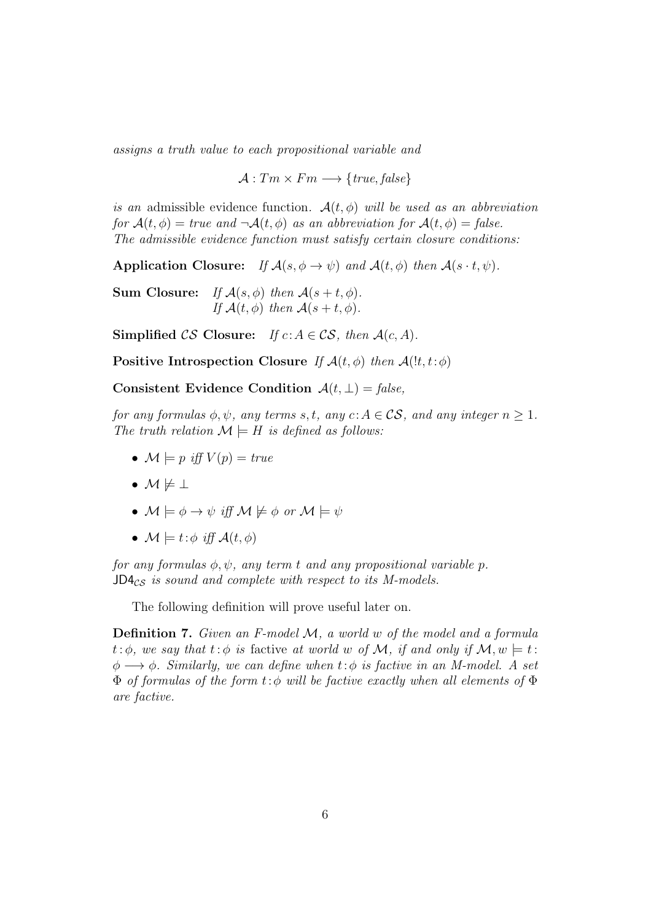*assigns a truth value to each propositional variable and*

$$\mathcal{A} : Tm \times Fm \longrightarrow \{true, false\}$$

*is an* admissible evidence function. *$\mathcal{A}(t, \phi)$ will be used as an abbreviation for $\mathcal{A}(t, \phi) = true$ and $\neg\mathcal{A}(t, \phi)$ as an abbreviation for $\mathcal{A}(t, \phi) = false$. The admissible evidence function must satisfy certain closure conditions:*

**Application Closure:** *If $\mathcal{A}(s, \phi \to \psi)$ and $\mathcal{A}(t, \phi)$ then $\mathcal{A}(s \cdot t, \psi)$.*

**Sum Closure:** *If $\mathcal{A}(s, \phi)$ then $\mathcal{A}(s + t, \phi)$.*
*If $\mathcal{A}(t, \phi)$ then $\mathcal{A}(s + t, \phi)$.*

**Simplified $\mathcal{CS}$ Closure:** *If $c{:}A \in \mathcal{CS}$, then $\mathcal{A}(c, A)$.*

**Positive Introspection Closure** *If $\mathcal{A}(t, \phi)$ then $\mathcal{A}(!t, t{:}\phi)$*

**Consistent Evidence Condition** *$\mathcal{A}(t, \bot) = false$,*

*for any formulas $\phi, \psi$, any terms $s, t$, any $c{:}A \in \mathcal{CS}$, and any integer $n \geq 1$. The truth relation $\mathcal{M} \models H$ is defined as follows:*

- *$\mathcal{M} \models p$ iff $V(p) = true$*
- *$\mathcal{M} \not\models \bot$*
- *$\mathcal{M} \models \phi \to \psi$ iff $\mathcal{M} \not\models \phi$ or $\mathcal{M} \models \psi$*
- *$\mathcal{M} \models t{:}\phi$ iff $\mathcal{A}(t, \phi)$*

*for any formulas $\phi, \psi$, any term $t$ and any propositional variable $p$. $\mathsf{JD4}_{\mathcal{CS}}$ is sound and complete with respect to its M-models.*

The following definition will prove useful later on.

**Definition 7.** *Given an F-model $\mathcal{M}$, a world $w$ of the model and a formula $t{:}\phi$, we say that $t{:}\phi$ is* factive *at world $w$ of $\mathcal{M}$, if and only if $\mathcal{M}, w \models t{:}\phi \longrightarrow \phi$. Similarly, we can define when $t{:}\phi$ is factive in an M-model. A set $\Phi$ of formulas of the form $t{:}\phi$ will be factive exactly when all elements of $\Phi$ are factive.*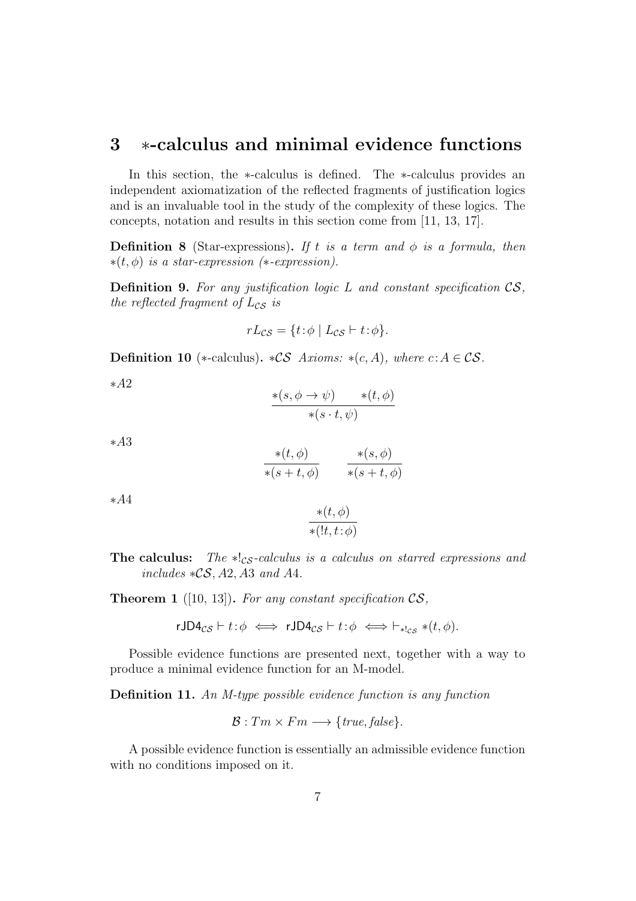## 3 $*$-calculus and minimal evidence functions

In this section, the $*$-calculus is defined. The $*$-calculus provides an independent axiomatization of the reflected fragments of justification logics and is an invaluable tool in the study of the complexity of these logics. The concepts, notation and results in this section come from [11, 13, 17].

**Definition 8** (Star-expressions)**.** *If $t$ is a term and $\phi$ is a formula, then $*(t, \phi)$ is a star-expression ($*$-expression).*

**Definition 9.** *For any justification logic $L$ and constant specification $\mathcal{CS}$, the reflected fragment of $L_{\mathcal{CS}}$ is*

$$rL_{\mathcal{CS}} = \{t{:}\phi \mid L_{\mathcal{CS}} \vdash t{:}\phi\}.$$

**Definition 10** ($*$-calculus)**.** *$*\mathcal{CS}$ Axioms: $*(c, A)$, where $c{:}A \in \mathcal{CS}$.*

*$*A2$*

$$\frac{*(s, \phi \to \psi) \qquad *(t, \phi)}{*(s \cdot t, \psi)}$$

*$*A3$*

$$\frac{*(t, \phi)}{*(s + t, \phi)} \qquad \frac{*(s, \phi)}{*(s + t, \phi)}$$

*$*A4$*

$$\frac{*(t, \phi)}{*(!t, t{:}\phi)}$$

**The calculus:** *The $*!_{\mathcal{CS}}$-calculus is a calculus on starred expressions and includes $*\mathcal{CS}$, $A2$, $A3$ and $A4$.*

**Theorem 1** ([10, 13])**.** *For any constant specification $\mathcal{CS}$,*

$$\mathsf{rJD4}_{\mathcal{CS}} \vdash t{:}\phi \iff \mathsf{rJD4}_{\mathcal{CS}} \vdash t{:}\phi \iff \vdash_{*!_{\mathcal{CS}}} *(t, \phi).$$

Possible evidence functions are presented next, together with a way to produce a minimal evidence function for an M-model.

**Definition 11.** *An M-type possible evidence function is any function*

$$\mathcal{B} : Tm \times Fm \longrightarrow \{\mathit{true}, \mathit{false}\}.$$

A possible evidence function is essentially an admissible evidence function with no conditions imposed on it.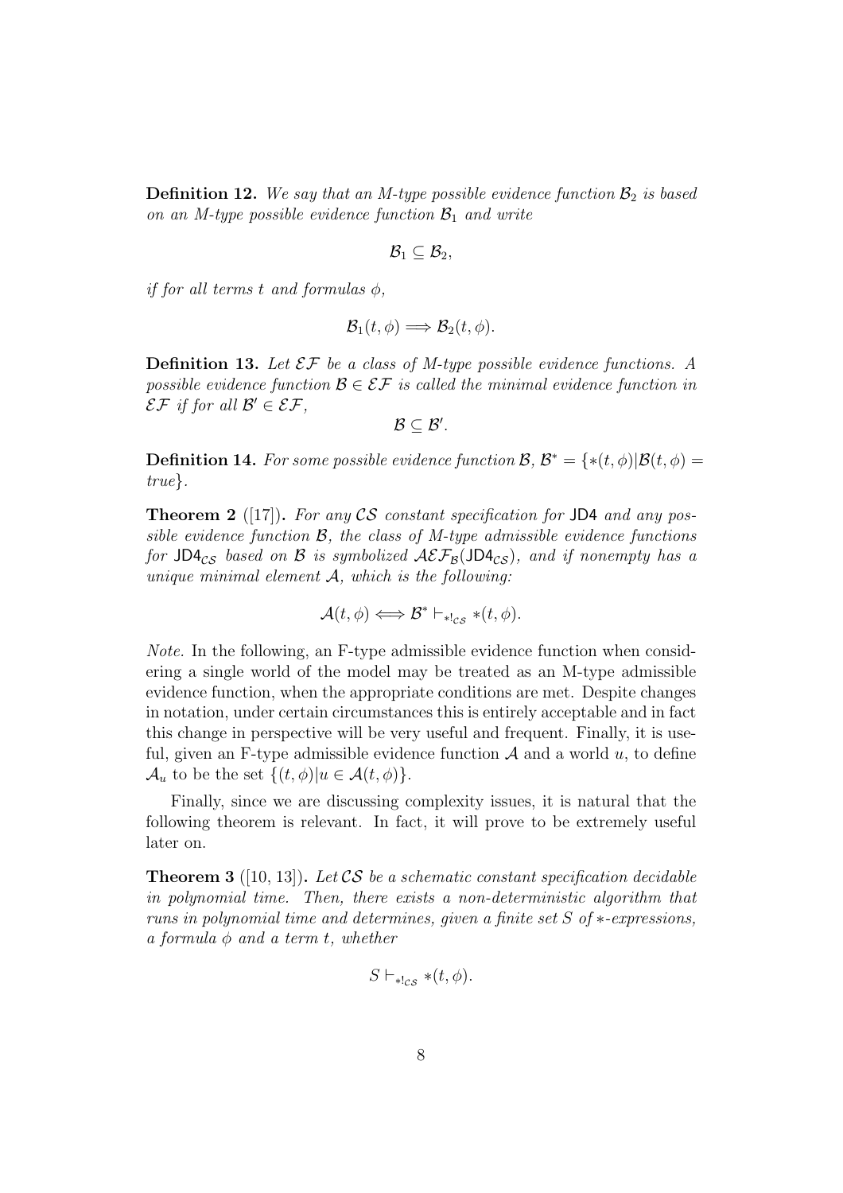**Definition 12.** *We say that an M-type possible evidence function $\mathcal{B}_2$ is based on an M-type possible evidence function $\mathcal{B}_1$ and write*

$$\mathcal{B}_1 \subseteq \mathcal{B}_2,$$

*if for all terms $t$ and formulas $\phi$,*

$$\mathcal{B}_1(t, \phi) \Longrightarrow \mathcal{B}_2(t, \phi).$$

**Definition 13.** *Let $\mathcal{EF}$ be a class of M-type possible evidence functions. A possible evidence function $\mathcal{B} \in \mathcal{EF}$ is called the minimal evidence function in $\mathcal{EF}$ if for all $\mathcal{B}' \in \mathcal{EF}$,*

$$\mathcal{B} \subseteq \mathcal{B}'.$$

**Definition 14.** *For some possible evidence function $\mathcal{B}$, $\mathcal{B}^* = \{*(t, \phi) | \mathcal{B}(t, \phi) = true\}$.*

**Theorem 2** ([17])**.** *For any $\mathcal{CS}$ constant specification for $\mathsf{JD4}$ and any possible evidence function $\mathcal{B}$, the class of M-type admissible evidence functions for $\mathsf{JD4}_{\mathcal{CS}}$ based on $\mathcal{B}$ is symbolized $\mathcal{AEF}_{\mathcal{B}}(\mathsf{JD4}_{\mathcal{CS}})$, and if nonempty has a unique minimal element $\mathcal{A}$, which is the following:*

$$\mathcal{A}(t, \phi) \Longleftrightarrow \mathcal{B}^* \vdash_{*!_{\mathcal{CS}}} *(t, \phi).$$

*Note.* In the following, an F-type admissible evidence function when considering a single world of the model may be treated as an M-type admissible evidence function, when the appropriate conditions are met. Despite changes in notation, under certain circumstances this is entirely acceptable and in fact this change in perspective will be very useful and frequent. Finally, it is useful, given an F-type admissible evidence function $\mathcal{A}$ and a world $u$, to define $\mathcal{A}_u$ to be the set $\{(t, \phi) | u \in \mathcal{A}(t, \phi)\}$.

Finally, since we are discussing complexity issues, it is natural that the following theorem is relevant. In fact, it will prove to be extremely useful later on.

**Theorem 3** ([10, 13])**.** *Let $\mathcal{CS}$ be a schematic constant specification decidable in polynomial time. Then, there exists a non-deterministic algorithm that runs in polynomial time and determines, given a finite set $S$ of $*$-expressions, a formula $\phi$ and a term $t$, whether*

$$S \vdash_{*!_{\mathcal{CS}}} *(t, \phi).$$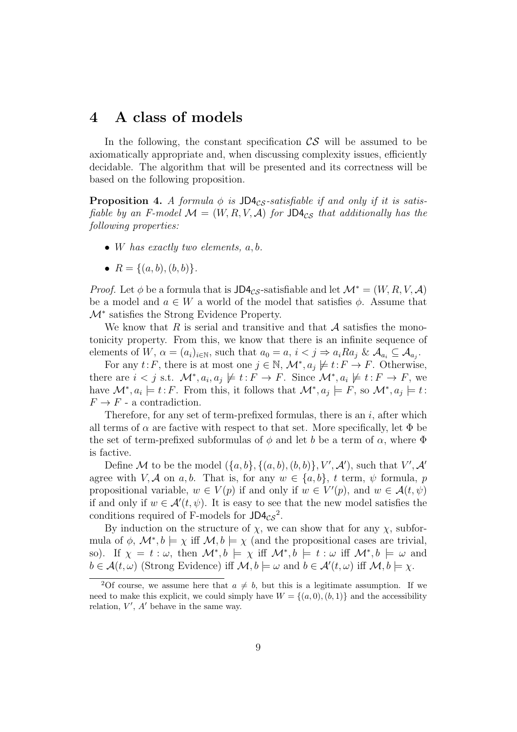# 4 A class of models

In the following, the constant specification $\mathcal{CS}$ will be assumed to be axiomatically appropriate and, when discussing complexity issues, efficiently decidable. The algorithm that will be presented and its correctness will be based on the following proposition.

**Proposition 4.** *A formula $\phi$ is $\mathsf{JD4}_{\mathcal{CS}}$-satisfiable if and only if it is satisfiable by an F-model $\mathcal{M} = (W, R, V, \mathcal{A})$ for $\mathsf{JD4}_{\mathcal{CS}}$ that additionally has the following properties:*

- *$W$ has exactly two elements, $a, b$.*
- *$R = \{(a, b), (b, b)\}$.*

*Proof.* Let $\phi$ be a formula that is $\mathsf{JD4}_{\mathcal{CS}}$-satisfiable and let $\mathcal{M}^* = (W, R, V, \mathcal{A})$ be a model and $a \in W$ a world of the model that satisfies $\phi$. Assume that $\mathcal{M}^*$ satisfies the Strong Evidence Property.

We know that $R$ is serial and transitive and that $\mathcal{A}$ satisfies the monotonicity property. From this, we know that there is an infinite sequence of elements of $W$, $\alpha = (a_i)_{i \in \mathbb{N}}$, such that $a_0 = a$, $i < j \Rightarrow a_i R a_j$ & $\mathcal{A}_{a_i} \subseteq \mathcal{A}_{a_j}$.

For any $t : F$, there is at most one $j \in \mathbb{N}$, $\mathcal{M}^*, a_j \not\models t : F \to F$. Otherwise, there are $i < j$ s.t. $\mathcal{M}^*, a_i, a_j \not\models t : F \to F$. Since $\mathcal{M}^*, a_i \not\models t : F \to F$, we have $\mathcal{M}^*, a_i \models t : F$. From this, it follows that $\mathcal{M}^*, a_j \models F$, so $\mathcal{M}^*, a_j \models t : F \to F$ - a contradiction.

Therefore, for any set of term-prefixed formulas, there is an $i$, after which all terms of $\alpha$ are factive with respect to that set. More specifically, let $\Phi$ be the set of term-prefixed subformulas of $\phi$ and let $b$ be a term of $\alpha$, where $\Phi$ is factive.

Define $\mathcal{M}$ to be the model $(\{a, b\}, \{(a, b), (b, b)\}, V', \mathcal{A}')$, such that $V', \mathcal{A}'$ agree with $V, \mathcal{A}$ on $a, b$. That is, for any $w \in \{a, b\}$, $t$ term, $\psi$ formula, $p$ propositional variable, $w \in V(p)$ if and only if $w \in V'(p)$, and $w \in \mathcal{A}(t, \psi)$ if and only if $w \in \mathcal{A}'(t, \psi)$. It is easy to see that the new model satisfies the conditions required of F-models for $\mathsf{JD4}_{\mathcal{CS}}$[2].

By induction on the structure of $\chi$, we can show that for any $\chi$, subformula of $\phi$, $\mathcal{M}^*, b \models \chi$ iff $\mathcal{M}, b \models \chi$ (and the propositional cases are trivial, so). If $\chi = t : \omega$, then $\mathcal{M}^*, b \models \chi$ iff $\mathcal{M}^*, b \models t : \omega$ iff $\mathcal{M}^*, b \models \omega$ and $b \in \mathcal{A}(t, \omega)$ (Strong Evidence) iff $\mathcal{M}, b \models \omega$ and $b \in \mathcal{A}'(t, \omega)$ iff $\mathcal{M}, b \models \chi$.

---

[2]Of course, we assume here that $a \neq b$, but this is a legitimate assumption. If we need to make this explicit, we could simply have $W = \{(a, 0), (b, 1)\}$ and the accessibility relation, $V'$, $A'$ behave in the same way.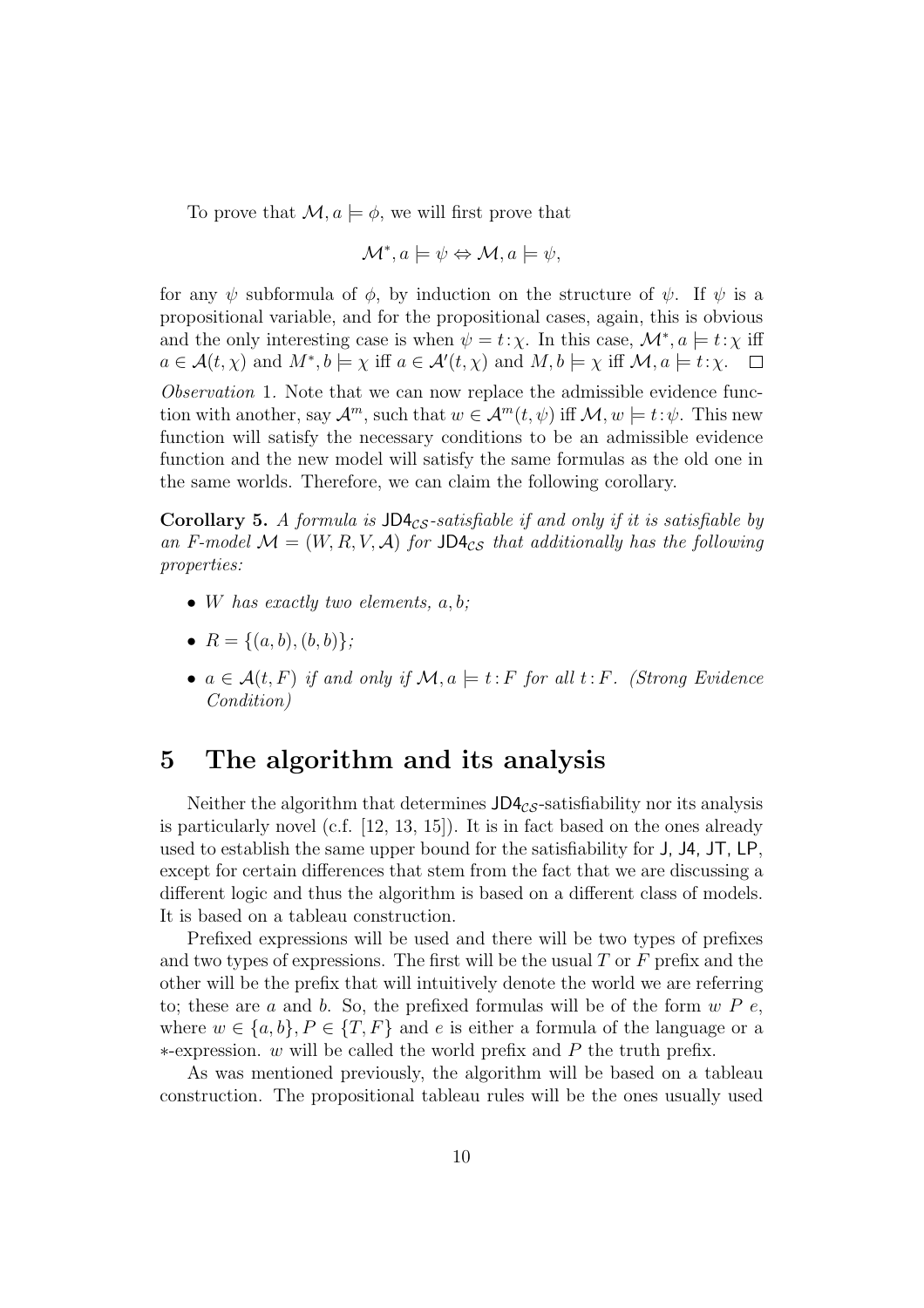To prove that $\mathcal{M}, a \models \phi$, we will first prove that

$$\mathcal{M}^*, a \models \psi \Leftrightarrow \mathcal{M}, a \models \psi,$$

for any $\psi$ subformula of $\phi$, by induction on the structure of $\psi$. If $\psi$ is a propositional variable, and for the propositional cases, again, this is obvious and the only interesting case is when $\psi = t{:}\chi$. In this case, $\mathcal{M}^*, a \models t{:}\chi$ iff $a \in \mathcal{A}(t, \chi)$ and $M^*, b \models \chi$ iff $a \in \mathcal{A}'(t, \chi)$ and $M, b \models \chi$ iff $\mathcal{M}, a \models t{:}\chi$. □

*Observation* 1. Note that we can now replace the admissible evidence function with another, say $\mathcal{A}^m$, such that $w \in \mathcal{A}^m(t, \psi)$ iff $\mathcal{M}, w \models t{:}\psi$. This new function will satisfy the necessary conditions to be an admissible evidence function and the new model will satisfy the same formulas as the old one in the same worlds. Therefore, we can claim the following corollary.

**Corollary 5.** *A formula is $\mathsf{JD4}_{\mathcal{CS}}$-satisfiable if and only if it is satisfiable by an F-model $\mathcal{M} = (W, R, V, \mathcal{A})$ for $\mathsf{JD4}_{\mathcal{CS}}$ that additionally has the following properties:*

- *$W$ has exactly two elements, $a, b$;*
- *$R = \{(a, b), (b, b)\}$;*
- *$a \in \mathcal{A}(t, F)$ if and only if $\mathcal{M}, a \models t{:}F$ for all $t{:}F$. (Strong Evidence Condition)*

# 5 The algorithm and its analysis

Neither the algorithm that determines $\mathsf{JD4}_{\mathcal{CS}}$-satisfiability nor its analysis is particularly novel (c.f. [12, 13, 15]). It is in fact based on the ones already used to establish the same upper bound for the satisfiability for J, J4, JT, LP, except for certain differences that stem from the fact that we are discussing a different logic and thus the algorithm is based on a different class of models. It is based on a tableau construction.

Prefixed expressions will be used and there will be two types of prefixes and two types of expressions. The first will be the usual $T$ or $F$ prefix and the other will be the prefix that will intuitively denote the world we are referring to; these are $a$ and $b$. So, the prefixed formulas will be of the form $w\ P\ e$, where $w \in \{a, b\}, P \in \{T, F\}$ and $e$ is either a formula of the language or a $*$-expression. $w$ will be called the world prefix and $P$ the truth prefix.

As was mentioned previously, the algorithm will be based on a tableau construction. The propositional tableau rules will be the ones usually used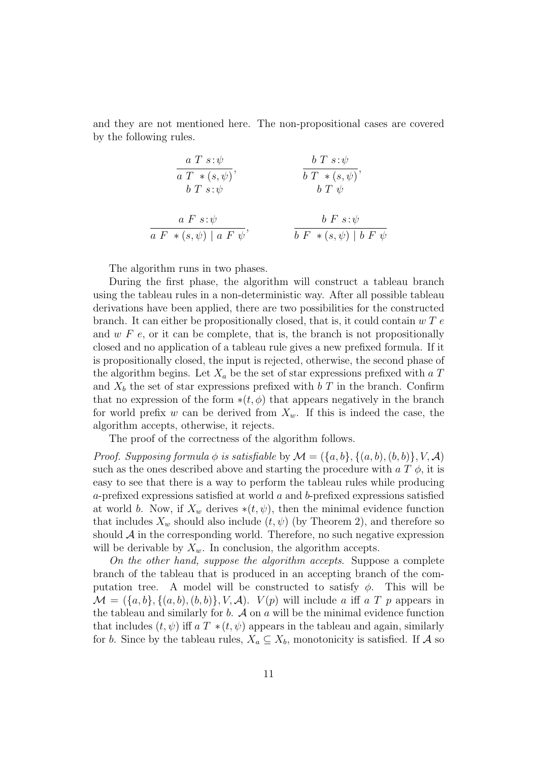and they are not mentioned here. The non-propositional cases are covered by the following rules.

$$\frac{a\ T\ s\!:\!\psi}{\begin{array}{c}a\ T\ *(s,\psi)\\ b\ T\ s\!:\!\psi\end{array}}, \qquad \frac{b\ T\ s\!:\!\psi}{\begin{array}{c}b\ T\ *(s,\psi)\\ b\ T\ \psi\end{array}},$$

$$\frac{a\ F\ s\!:\!\psi}{a\ F\ *(s,\psi)\mid a\ F\ \psi}, \qquad \frac{b\ F\ s\!:\!\psi}{b\ F\ *(s,\psi)\mid b\ F\ \psi}$$

The algorithm runs in two phases.

During the first phase, the algorithm will construct a tableau branch using the tableau rules in a non-deterministic way. After all possible tableau derivations have been applied, there are two possibilities for the constructed branch. It can either be propositionally closed, that is, it could contain $w\ T\ e$ and $w\ F\ e$, or it can be complete, that is, the branch is not propositionally closed and no application of a tableau rule gives a new prefixed formula. If it is propositionally closed, the input is rejected, otherwise, the second phase of the algorithm begins. Let $X_a$ be the set of star expressions prefixed with $a\ T$ and $X_b$ the set of star expressions prefixed with $b\ T$ in the branch. Confirm that no expression of the form $*(t,\phi)$ that appears negatively in the branch for world prefix $w$ can be derived from $X_w$. If this is indeed the case, the algorithm accepts, otherwise, it rejects.

The proof of the correctness of the algorithm follows.

*Proof. Supposing formula $\phi$ is satisfiable* by $\mathcal{M} = (\{a,b\}, \{(a,b),(b,b)\}, V, \mathcal{A})$ such as the ones described above and starting the procedure with $a\ T\ \phi$, it is easy to see that there is a way to perform the tableau rules while producing $a$-prefixed expressions satisfied at world $a$ and $b$-prefixed expressions satisfied at world $b$. Now, if $X_w$ derives $*(t,\psi)$, then the minimal evidence function that includes $X_w$ should also include $(t,\psi)$ (by Theorem 2), and therefore so should $\mathcal{A}$ in the corresponding world. Therefore, no such negative expression will be derivable by $X_w$. In conclusion, the algorithm accepts.

*On the other hand, suppose the algorithm accepts.* Suppose a complete branch of the tableau that is produced in an accepting branch of the computation tree. A model will be constructed to satisfy $\phi$. This will be $\mathcal{M} = (\{a,b\}, \{(a,b),(b,b)\}, V, \mathcal{A})$. $V(p)$ will include $a$ iff $a\ T\ p$ appears in the tableau and similarly for $b$. $\mathcal{A}$ on $a$ will be the minimal evidence function that includes $(t,\psi)$ iff $a\ T\ *(t,\psi)$ appears in the tableau and again, similarly for $b$. Since by the tableau rules, $X_a \subseteq X_b$, monotonicity is satisfied. If $\mathcal{A}$ so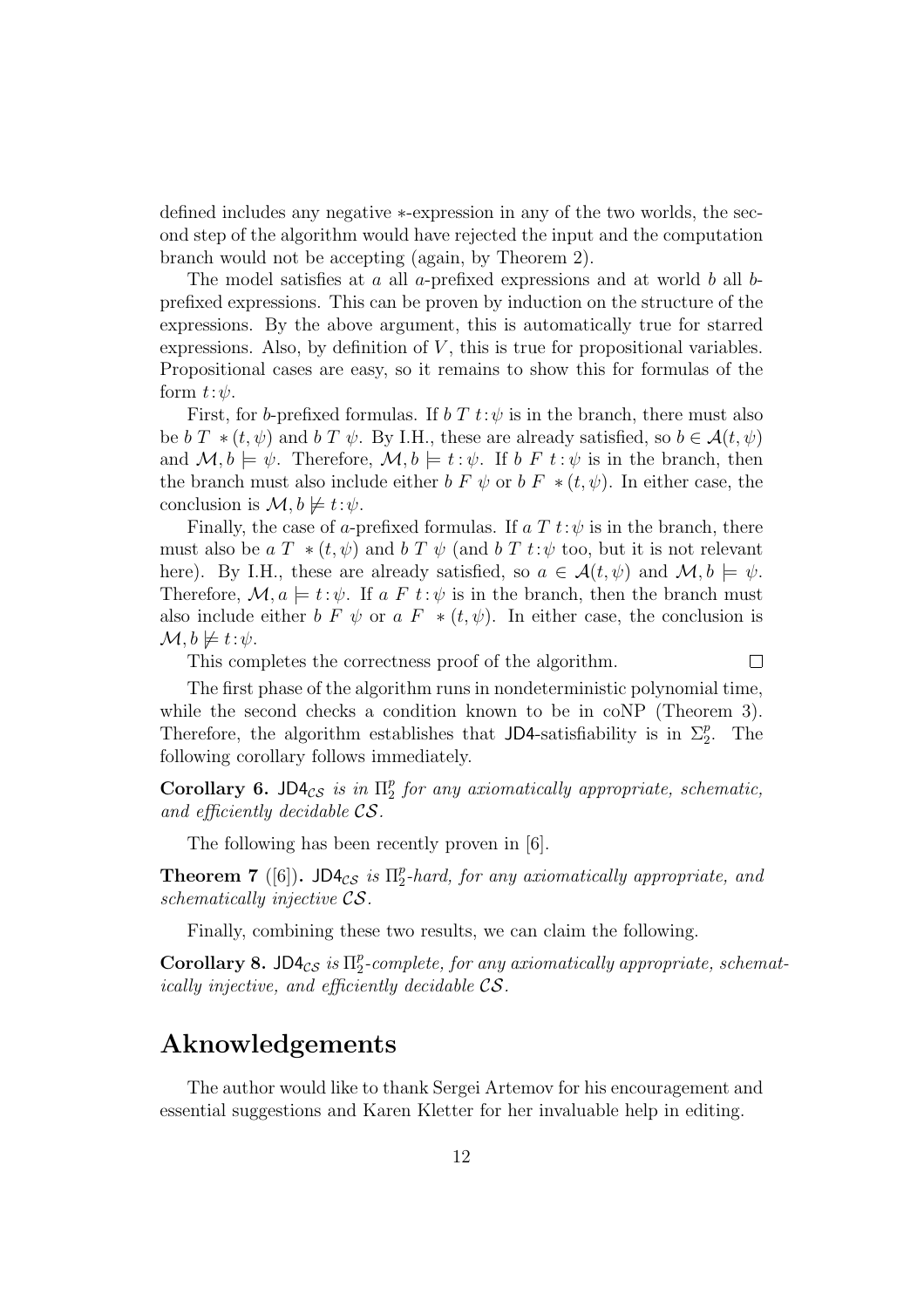defined includes any negative $*$-expression in any of the two worlds, the second step of the algorithm would have rejected the input and the computation branch would not be accepting (again, by Theorem 2).

The model satisfies at $a$ all $a$-prefixed expressions and at world $b$ all $b$-prefixed expressions. This can be proven by induction on the structure of the expressions. By the above argument, this is automatically true for starred expressions. Also, by definition of $V$, this is true for propositional variables. Propositional cases are easy, so it remains to show this for formulas of the form $t\!:\!\psi$.

First, for $b$-prefixed formulas. If $b\ T\ t\!:\!\psi$ is in the branch, there must also be $b\ T\ *(t,\psi)$ and $b\ T\ \psi$. By I.H., these are already satisfied, so $b \in \mathcal{A}(t,\psi)$ and $\mathcal{M}, b \models \psi$. Therefore, $\mathcal{M}, b \models t\!:\!\psi$. If $b\ F\ t\!:\!\psi$ is in the branch, then the branch must also include either $b\ F\ \psi$ or $b\ F\ *(t,\psi)$. In either case, the conclusion is $\mathcal{M}, b \not\models t\!:\!\psi$.

Finally, the case of $a$-prefixed formulas. If $a\ T\ t\!:\!\psi$ is in the branch, there must also be $a\ T\ *(t,\psi)$ and $b\ T\ \psi$ (and $b\ T\ t\!:\!\psi$ too, but it is not relevant here). By I.H., these are already satisfied, so $a \in \mathcal{A}(t,\psi)$ and $\mathcal{M}, b \models \psi$. Therefore, $\mathcal{M}, a \models t\!:\!\psi$. If $a\ F\ t\!:\!\psi$ is in the branch, then the branch must also include either $b\ F\ \psi$ or $a\ F\ *(t,\psi)$. In either case, the conclusion is $\mathcal{M}, b \not\models t\!:\!\psi$.

This completes the correctness proof of the algorithm. $\square$

The first phase of the algorithm runs in nondeterministic polynomial time, while the second checks a condition known to be in coNP (Theorem 3). Therefore, the algorithm establishes that JD4-satisfiability is in $\Sigma_2^p$. The following corollary follows immediately.

**Corollary 6.** *$\mathsf{JD4}_{\mathcal{CS}}$ is in $\Pi_2^p$ for any axiomatically appropriate, schematic, and efficiently decidable $\mathcal{CS}$.*

The following has been recently proven in [6].

**Theorem 7** ([6])**.** *$\mathsf{JD4}_{\mathcal{CS}}$ is $\Pi_2^p$-hard, for any axiomatically appropriate, and schematically injective $\mathcal{CS}$.*

Finally, combining these two results, we can claim the following.

**Corollary 8.** *$\mathsf{JD4}_{\mathcal{CS}}$ is $\Pi_2^p$-complete, for any axiomatically appropriate, schematically injective, and efficiently decidable $\mathcal{CS}$.*

# Aknowledgements

The author would like to thank Sergei Artemov for his encouragement and essential suggestions and Karen Kletter for her invaluable help in editing.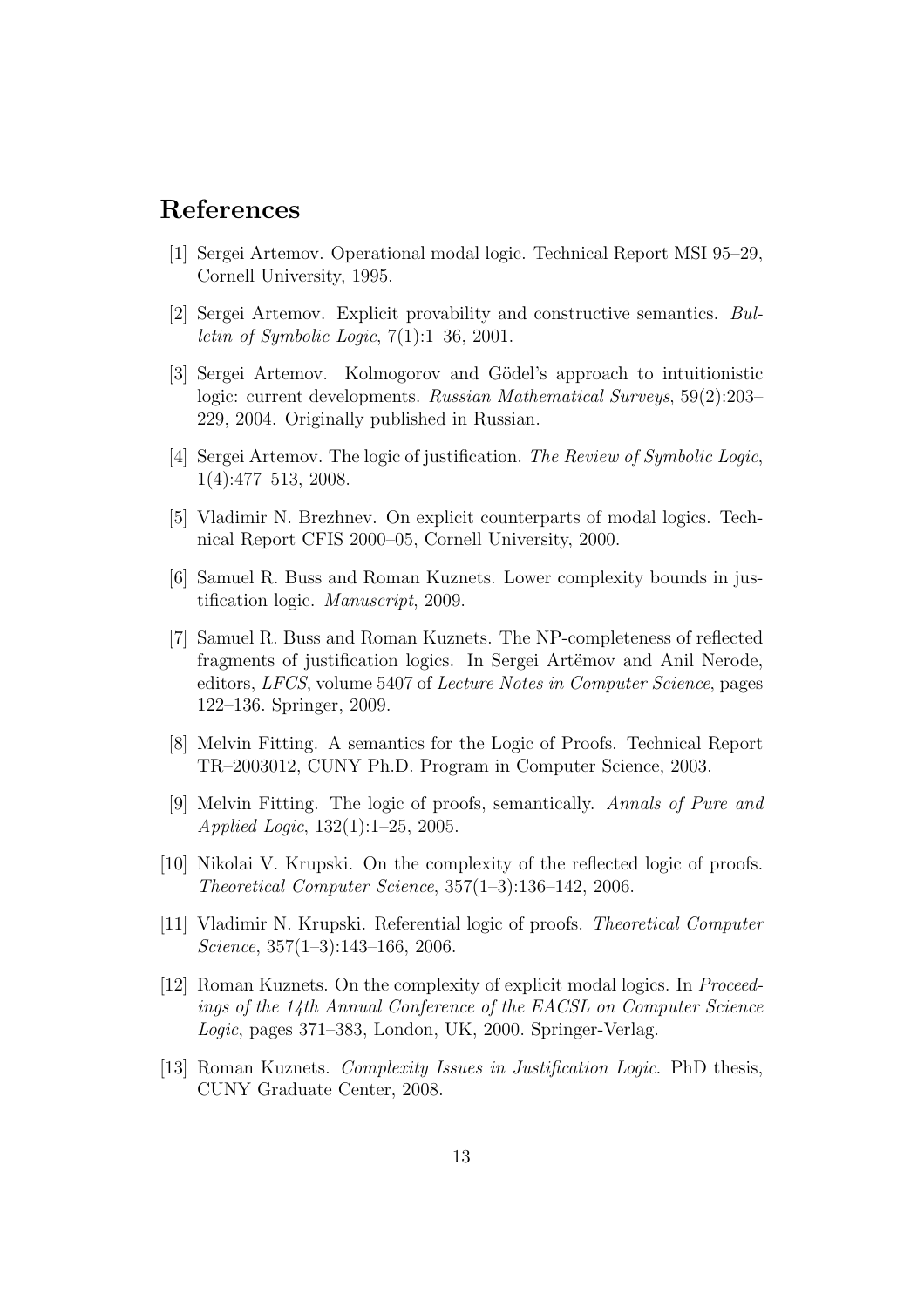# References

[1] Sergei Artemov. Operational modal logic. Technical Report MSI 95–29, Cornell University, 1995.

[2] Sergei Artemov. Explicit provability and constructive semantics. *Bulletin of Symbolic Logic*, 7(1):1–36, 2001.

[3] Sergei Artemov. Kolmogorov and Gödel's approach to intuitionistic logic: current developments. *Russian Mathematical Surveys*, 59(2):203–229, 2004. Originally published in Russian.

[4] Sergei Artemov. The logic of justification. *The Review of Symbolic Logic*, 1(4):477–513, 2008.

[5] Vladimir N. Brezhnev. On explicit counterparts of modal logics. Technical Report CFIS 2000–05, Cornell University, 2000.

[6] Samuel R. Buss and Roman Kuznets. Lower complexity bounds in justification logic. *Manuscript*, 2009.

[7] Samuel R. Buss and Roman Kuznets. The NP-completeness of reflected fragments of justification logics. In Sergei Artëmov and Anil Nerode, editors, *LFCS*, volume 5407 of *Lecture Notes in Computer Science*, pages 122–136. Springer, 2009.

[8] Melvin Fitting. A semantics for the Logic of Proofs. Technical Report TR–2003012, CUNY Ph.D. Program in Computer Science, 2003.

[9] Melvin Fitting. The logic of proofs, semantically. *Annals of Pure and Applied Logic*, 132(1):1–25, 2005.

[10] Nikolai V. Krupski. On the complexity of the reflected logic of proofs. *Theoretical Computer Science*, 357(1–3):136–142, 2006.

[11] Vladimir N. Krupski. Referential logic of proofs. *Theoretical Computer Science*, 357(1–3):143–166, 2006.

[12] Roman Kuznets. On the complexity of explicit modal logics. In *Proceedings of the 14th Annual Conference of the EACSL on Computer Science Logic*, pages 371–383, London, UK, 2000. Springer-Verlag.

[13] Roman Kuznets. *Complexity Issues in Justification Logic*. PhD thesis, CUNY Graduate Center, 2008.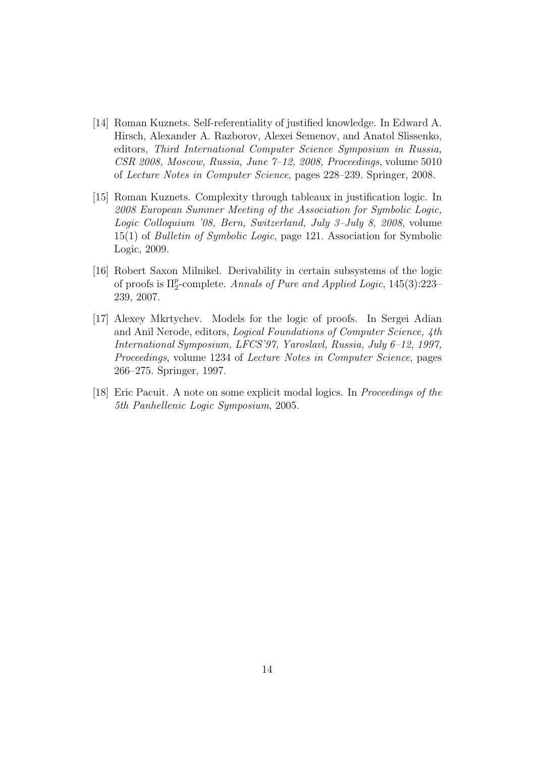[14] Roman Kuznets. Self-referentiality of justified knowledge. In Edward A. Hirsch, Alexander A. Razborov, Alexei Semenov, and Anatol Slissenko, editors, *Third International Computer Science Symposium in Russia, CSR 2008, Moscow, Russia, June 7–12, 2008, Proceedings*, volume 5010 of *Lecture Notes in Computer Science*, pages 228–239. Springer, 2008.

[15] Roman Kuznets. Complexity through tableaux in justification logic. In *2008 European Summer Meeting of the Association for Symbolic Logic, Logic Colloquium '08, Bern, Switzerland, July 3–July 8, 2008*, volume 15(1) of *Bulletin of Symbolic Logic*, page 121. Association for Symbolic Logic, 2009.

[16] Robert Saxon Milnikel. Derivability in certain subsystems of the logic of proofs is $\Pi_2^p$-complete. *Annals of Pure and Applied Logic*, 145(3):223–239, 2007.

[17] Alexey Mkrtychev. Models for the logic of proofs. In Sergei Adian and Anil Nerode, editors, *Logical Foundations of Computer Science, 4th International Symposium, LFCS'97, Yaroslavl, Russia, July 6–12, 1997, Proceedings*, volume 1234 of *Lecture Notes in Computer Science*, pages 266–275. Springer, 1997.

[18] Eric Pacuit. A note on some explicit modal logics. In *Proceedings of the 5th Panhellenic Logic Symposium*, 2005.